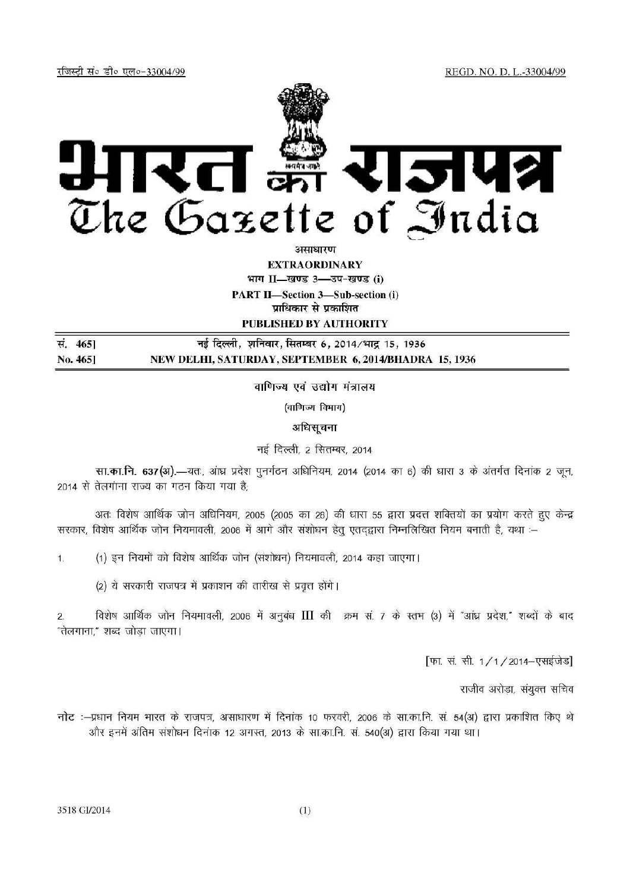रजिस्ट्री सं० डी० एल०-33004/99 REGD. NO. D. L.-33004/99

# भारत का राजपत्र
# The Gazette of India

असाधारण
**EXTRAORDINARY**
भाग II—खण्ड 3—उप-खण्ड (i)
**PART II—Section 3—Sub-section (i)**
प्राधिकार से प्रकाशित
**PUBLISHED BY AUTHORITY**

| | |
|---|---|
| सं. 465] | नई दिल्ली, शनिवार, सितम्बर 6, 2014/भाद्र 15, 1936 |
| No. 465] | NEW DELHI, SATURDAY, SEPTEMBER 6, 2014/BHADRA 15, 1936 |

वाणिज्य एवं उद्योग मंत्रालय

(वाणिज्य विभाग)

अधिसूचना

नई दिल्ली, 2 सितम्बर, 2014

**सा.का.नि. 637(अ).**—यतः, आंध्र प्रदेश पुनर्गठन अधिनियम, 2014 (2014 का 6) की धारा 3 के अंतर्गत दिनांक 2 जून, 2014 से तेलंगाना राज्य का गठन किया गया है;

अतः विशेष आर्थिक जोन अधिनियम, 2005 (2005 का 28) की धारा 55 द्वारा प्रदत्त शक्तियों का प्रयोग करते हुए केन्द्र सरकार, विशेष आर्थिक जोन नियमावली, 2006 में आगे और संशोधन हेतु एतद्द्वारा निम्नलिखित नियम बनाती है, यथा :–

1. (1) इन नियमों को विशेष आर्थिक जोन (संशोधन) नियमावली, 2014 कहा जाएगा।

 (2) ये सरकारी राजपत्र में प्रकाशन की तारीख से प्रवृत्त होंगे।

2. विशेष आर्थिक जोन नियमावली, 2006 में अनुबंध III की क्रम सं. 7 के स्तंभ (3) में "आंध्र प्रदेश," शब्दों के बाद "तेलगाना," शब्द जोड़ा जाएगा।

[फा. सं. सी. 1/1/2014–एसईजेड]

राजीव अरोड़ा, संयुक्त सचिव

**नोट** :–प्रधान नियम भारत के राजपत्र, असाधारण में दिनांक 10 फरवरी, 2006 के सा.का.नि. सं. 54(अ) द्वारा प्रकाशित किए थे और इनमें अंतिम संशोधन दिनांक 12 अगस्त, 2013 के सा.का.नि. सं. 540(अ) द्वारा किया गया था।

3518 GI/2014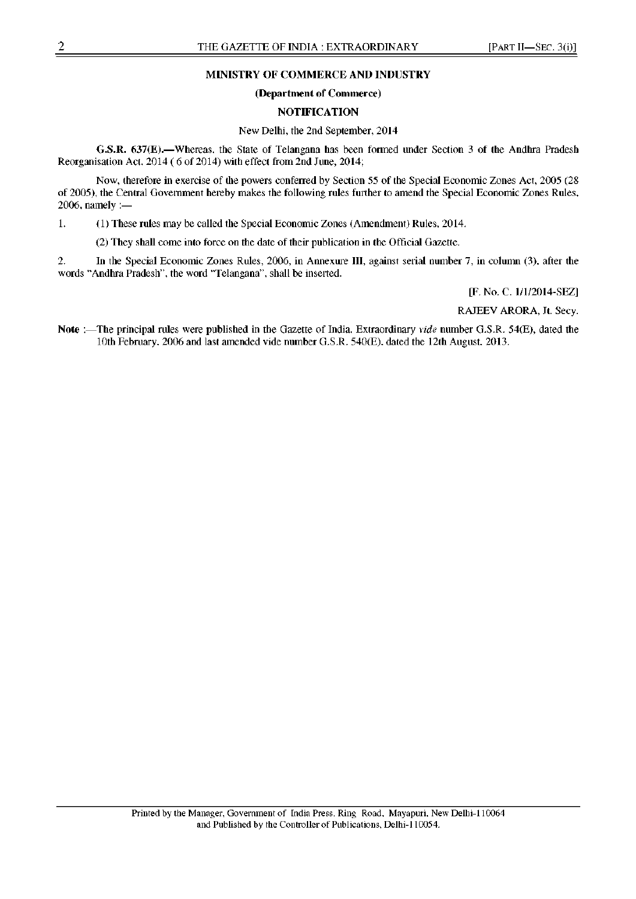## MINISTRY OF COMMERCE AND INDUSTRY

**(Department of Commerce)**

**NOTIFICATION**

New Delhi, the 2nd September, 2014

**G.S.R. 637(E).**—Whereas, the State of Telangana has been formed under Section 3 of the Andhra Pradesh Reorganisation Act, 2014 ( 6 of 2014) with effect from 2nd June, 2014;

Now, therefore in exercise of the powers conferred by Section 55 of the Special Economic Zones Act, 2005 (28 of 2005), the Central Government hereby makes the following rules further to amend the Special Economic Zones Rules, 2006, namely :—

1. (1) These rules may be called the Special Economic Zones (Amendment) Rules, 2014.

   (2) They shall come into force on the date of their publication in the Official Gazette.

2. In the Special Economic Zones Rules, 2006, in Annexure III, against serial number 7, in column (3), after the words "Andhra Pradesh", the word "Telangana", shall be inserted.

[F. No. C. 1/1/2014-SEZ]

RAJEEV ARORA, Jt. Secy.

**Note** :—The principal rules were published in the Gazette of India, Extraordinary *vide* number G.S.R. 54(E), dated the 10th February, 2006 and last amended vide number G.S.R. 540(E), dated the 12th August, 2013.

Printed by the Manager, Government of India Press, Ring Road, Mayapuri, New Delhi-110064 and Published by the Controller of Publications, Delhi-110054.